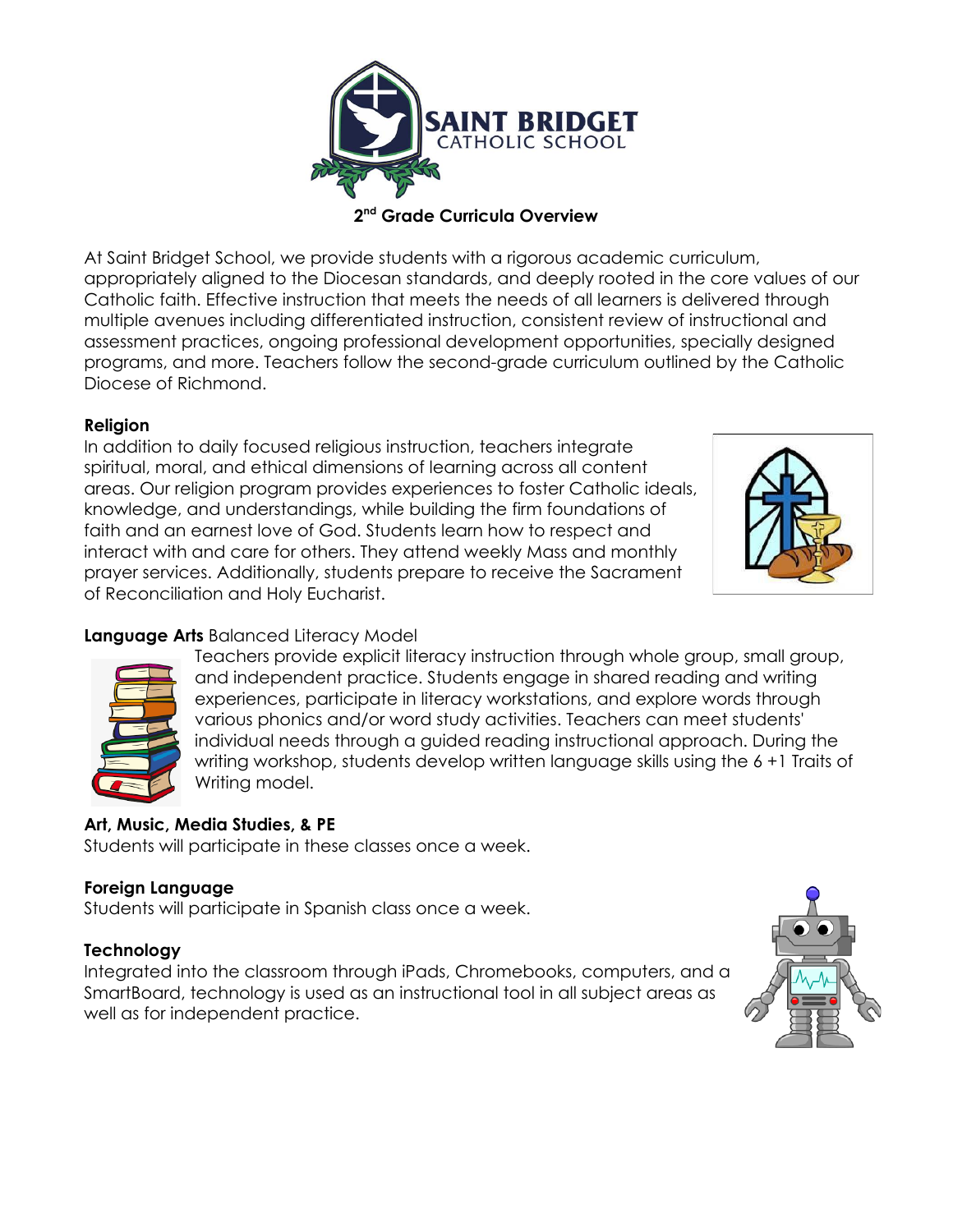**SAINT BRIDGET**
CATHOLIC SCHOOL

# 2nd Grade Curricula Overview

At Saint Bridget School, we provide students with a rigorous academic curriculum, appropriately aligned to the Diocesan standards, and deeply rooted in the core values of our Catholic faith. Effective instruction that meets the needs of all learners is delivered through multiple avenues including differentiated instruction, consistent review of instructional and assessment practices, ongoing professional development opportunities, specially designed programs, and more. Teachers follow the second-grade curriculum outlined by the Catholic Diocese of Richmond.

## Religion

In addition to daily focused religious instruction, teachers integrate spiritual, moral, and ethical dimensions of learning across all content areas. Our religion program provides experiences to foster Catholic ideals, knowledge, and understandings, while building the firm foundations of faith and an earnest love of God. Students learn how to respect and interact with and care for others. They attend weekly Mass and monthly prayer services. Additionally, students prepare to receive the Sacrament of Reconciliation and Holy Eucharist.

## Language Arts Balanced Literacy Model

Teachers provide explicit literacy instruction through whole group, small group, and independent practice. Students engage in shared reading and writing experiences, participate in literacy workstations, and explore words through various phonics and/or word study activities. Teachers can meet students' individual needs through a guided reading instructional approach. During the writing workshop, students develop written language skills using the 6 +1 Traits of Writing model.

## Art, Music, Media Studies, & PE

Students will participate in these classes once a week.

## Foreign Language

Students will participate in Spanish class once a week.

## Technology

Integrated into the classroom through iPads, Chromebooks, computers, and a SmartBoard, technology is used as an instructional tool in all subject areas as well as for independent practice.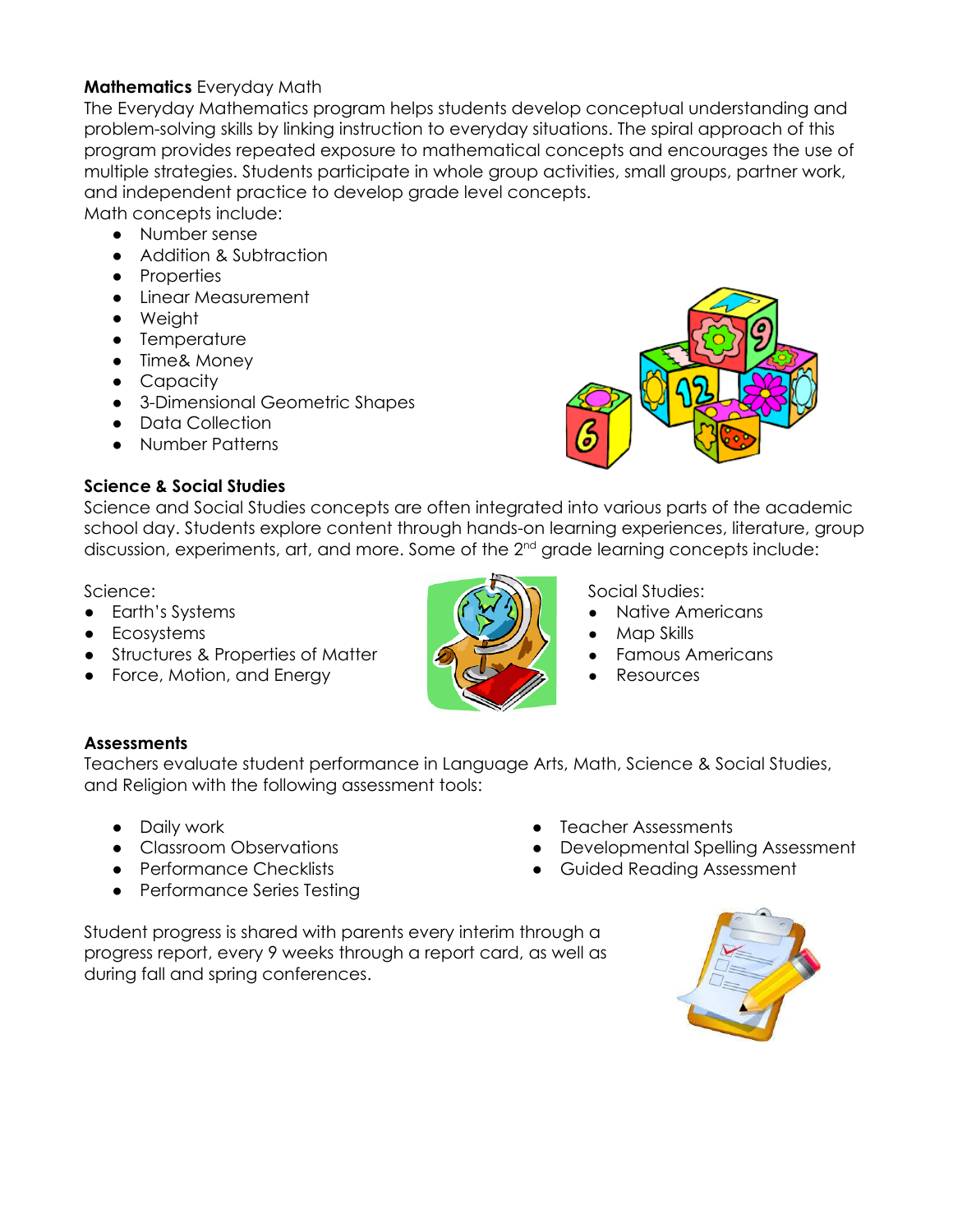**Mathematics** Everyday Math

The Everyday Mathematics program helps students develop conceptual understanding and problem-solving skills by linking instruction to everyday situations. The spiral approach of this program provides repeated exposure to mathematical concepts and encourages the use of multiple strategies. Students participate in whole group activities, small groups, partner work, and independent practice to develop grade level concepts.

Math concepts include:

- Number sense
- Addition & Subtraction
- Properties
- Linear Measurement
- Weight
- Temperature
- Time& Money
- Capacity
- 3-Dimensional Geometric Shapes
- Data Collection
- Number Patterns

**Science & Social Studies**

Science and Social Studies concepts are often integrated into various parts of the academic school day. Students explore content through hands-on learning experiences, literature, group discussion, experiments, art, and more. Some of the 2nd grade learning concepts include:

Science:

- Earth's Systems
- Ecosystems
- Structures & Properties of Matter
- Force, Motion, and Energy

Social Studies:

- Native Americans
- Map Skills
- Famous Americans
- Resources

**Assessments**

Teachers evaluate student performance in Language Arts, Math, Science & Social Studies, and Religion with the following assessment tools:

- Daily work
- Classroom Observations
- Performance Checklists
- Performance Series Testing
- Teacher Assessments
- Developmental Spelling Assessment
- Guided Reading Assessment

Student progress is shared with parents every interim through a progress report, every 9 weeks through a report card, as well as during fall and spring conferences.